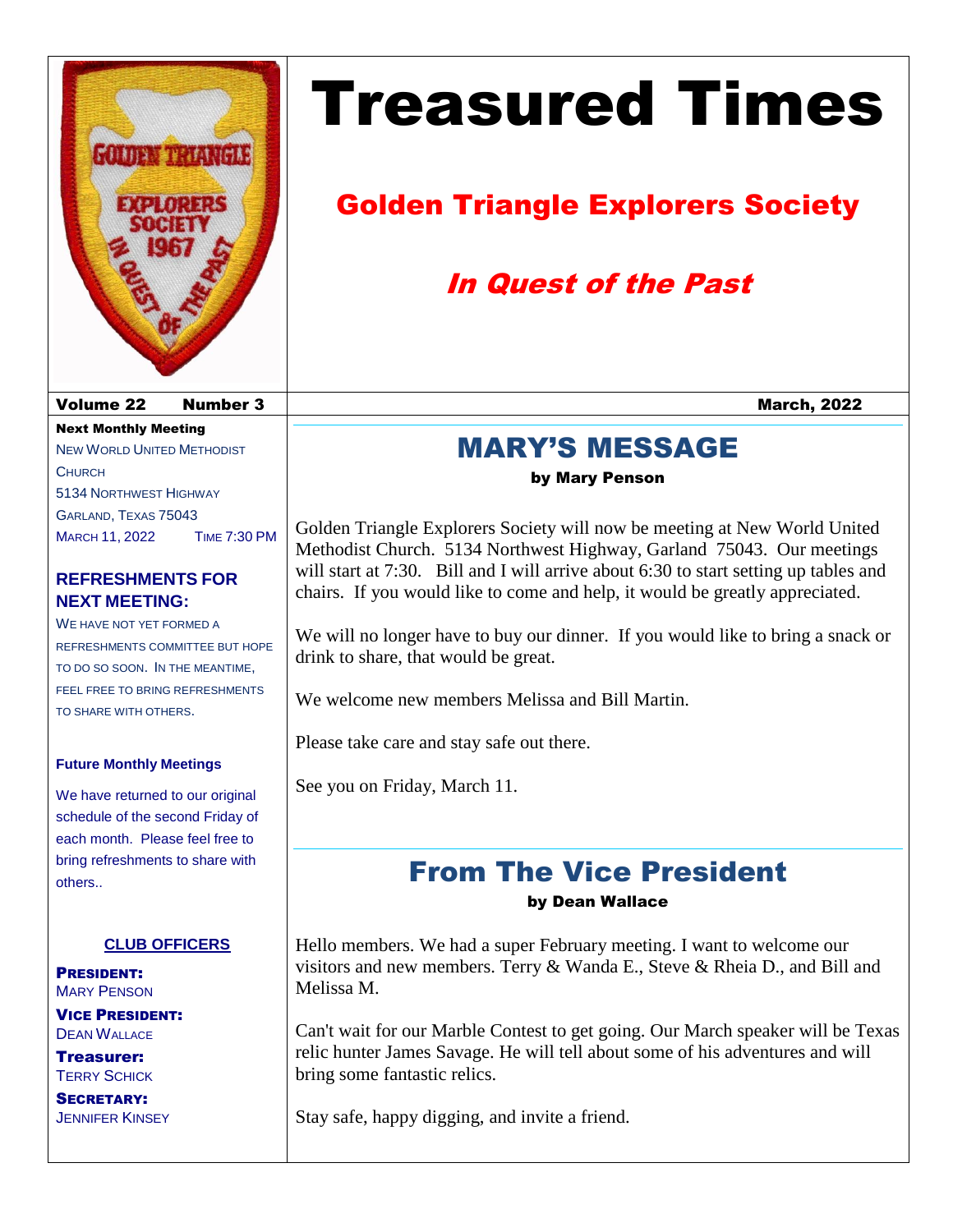# Treasured Times

## Golden Triangle Explorers Society

### *In Quest of the Past*

**Volume 22 Number 3** **March, 2022**

**Next Monthly Meeting**

New World United Methodist Church
5134 Northwest Highway
Garland, Texas 75043
March 11, 2022 Time 7:30 PM

**REFRESHMENTS FOR NEXT MEETING:**

We have not yet formed a refreshments committee but hope to do so soon. In the meantime, feel free to bring refreshments to share with others.

**Future Monthly Meetings**

We have returned to our original schedule of the second Friday of each month. Please feel free to bring refreshments to share with others..

**CLUB OFFICERS**

**President:**
Mary Penson

**Vice President:**
Dean Wallace

**Treasurer:**
Terry Schick

**Secretary:**
Jennifer Kinsey

## MARY'S MESSAGE

**by Mary Penson**

Golden Triangle Explorers Society will now be meeting at New World United Methodist Church. 5134 Northwest Highway, Garland 75043. Our meetings will start at 7:30. Bill and I will arrive about 6:30 to start setting up tables and chairs. If you would like to come and help, it would be greatly appreciated.

We will no longer have to buy our dinner. If you would like to bring a snack or drink to share, that would be great.

We welcome new members Melissa and Bill Martin.

Please take care and stay safe out there.

See you on Friday, March 11.

## From The Vice President

**by Dean Wallace**

Hello members. We had a super February meeting. I want to welcome our visitors and new members. Terry & Wanda E., Steve & Rheia D., and Bill and Melissa M.

Can't wait for our Marble Contest to get going. Our March speaker will be Texas relic hunter James Savage. He will tell about some of his adventures and will bring some fantastic relics.

Stay safe, happy digging, and invite a friend.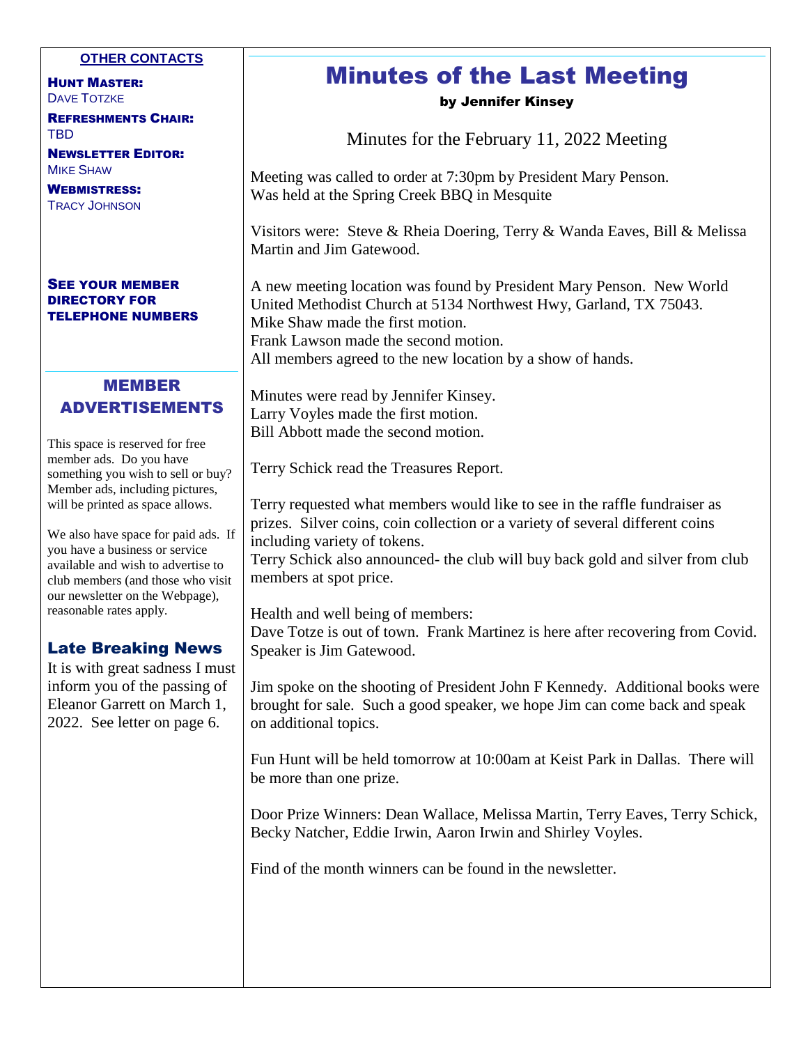**OTHER CONTACTS**

**HUNT MASTER:**
DAVE TOTZKE

**REFRESHMENTS CHAIR:**
TBD

**NEWSLETTER EDITOR:**
MIKE SHAW

**WEBMISTRESS:**
TRACY JOHNSON

**SEE YOUR MEMBER DIRECTORY FOR TELEPHONE NUMBERS**

## MEMBER ADVERTISEMENTS

This space is reserved for free member ads. Do you have something you wish to sell or buy? Member ads, including pictures, will be printed as space allows.

We also have space for paid ads. If you have a business or service available and wish to advertise to club members (and those who visit our newsletter on the Webpage), reasonable rates apply.

## Late Breaking News

It is with great sadness I must inform you of the passing of Eleanor Garrett on March 1, 2022. See letter on page 6.

# Minutes of the Last Meeting

**by Jennifer Kinsey**

Minutes for the February 11, 2022 Meeting

Meeting was called to order at 7:30pm by President Mary Penson.
Was held at the Spring Creek BBQ in Mesquite

Visitors were: Steve & Rheia Doering, Terry & Wanda Eaves, Bill & Melissa Martin and Jim Gatewood.

A new meeting location was found by President Mary Penson. New World United Methodist Church at 5134 Northwest Hwy, Garland, TX 75043.
Mike Shaw made the first motion.
Frank Lawson made the second motion.
All members agreed to the new location by a show of hands.

Minutes were read by Jennifer Kinsey.
Larry Voyles made the first motion.
Bill Abbott made the second motion.

Terry Schick read the Treasures Report.

Terry requested what members would like to see in the raffle fundraiser as prizes. Silver coins, coin collection or a variety of several different coins including variety of tokens.
Terry Schick also announced- the club will buy back gold and silver from club members at spot price.

Health and well being of members:
Dave Totze is out of town. Frank Martinez is here after recovering from Covid.
Speaker is Jim Gatewood.

Jim spoke on the shooting of President John F Kennedy. Additional books were brought for sale. Such a good speaker, we hope Jim can come back and speak on additional topics.

Fun Hunt will be held tomorrow at 10:00am at Keist Park in Dallas. There will be more than one prize.

Door Prize Winners: Dean Wallace, Melissa Martin, Terry Eaves, Terry Schick, Becky Natcher, Eddie Irwin, Aaron Irwin and Shirley Voyles.

Find of the month winners can be found in the newsletter.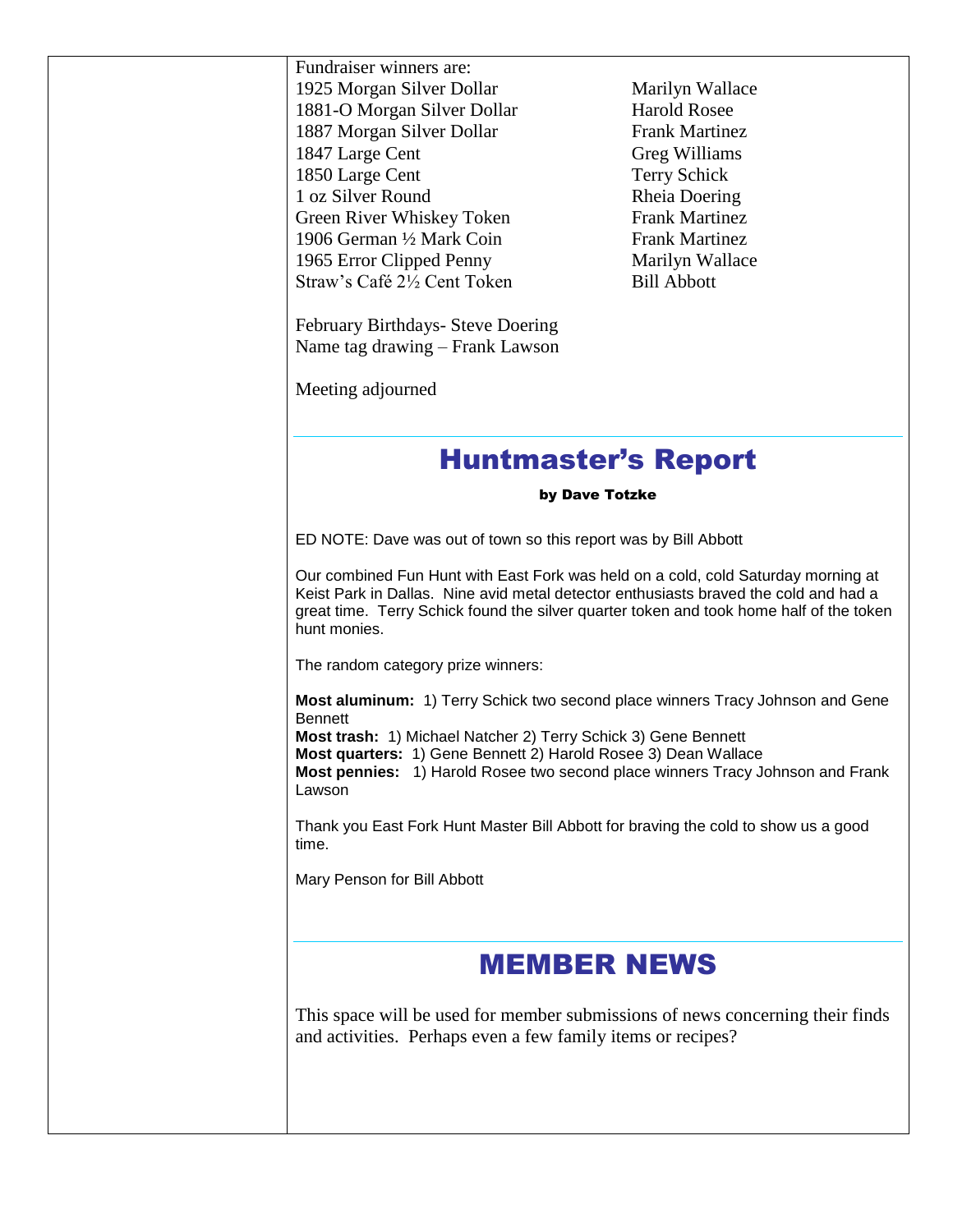Fundraiser winners are:

| | |
|---|---|
| 1925 Morgan Silver Dollar | Marilyn Wallace |
| 1881-O Morgan Silver Dollar | Harold Rosee |
| 1887 Morgan Silver Dollar | Frank Martinez |
| 1847 Large Cent | Greg Williams |
| 1850 Large Cent | Terry Schick |
| 1 oz Silver Round | Rheia Doering |
| Green River Whiskey Token | Frank Martinez |
| 1906 German ½ Mark Coin | Frank Martinez |
| 1965 Error Clipped Penny | Marilyn Wallace |
| Straw's Café 2½ Cent Token | Bill Abbott |

February Birthdays- Steve Doering
Name tag drawing – Frank Lawson

Meeting adjourned

## Huntmaster's Report

**by Dave Totzke**

ED NOTE: Dave was out of town so this report was by Bill Abbott

Our combined Fun Hunt with East Fork was held on a cold, cold Saturday morning at Keist Park in Dallas. Nine avid metal detector enthusiasts braved the cold and had a great time. Terry Schick found the silver quarter token and took home half of the token hunt monies.

The random category prize winners:

**Most aluminum:** 1) Terry Schick two second place winners Tracy Johnson and Gene Bennett
**Most trash:** 1) Michael Natcher 2) Terry Schick 3) Gene Bennett
**Most quarters:** 1) Gene Bennett 2) Harold Rosee 3) Dean Wallace
**Most pennies:** 1) Harold Rosee two second place winners Tracy Johnson and Frank Lawson

Thank you East Fork Hunt Master Bill Abbott for braving the cold to show us a good time.

Mary Penson for Bill Abbott

## MEMBER NEWS

This space will be used for member submissions of news concerning their finds and activities. Perhaps even a few family items or recipes?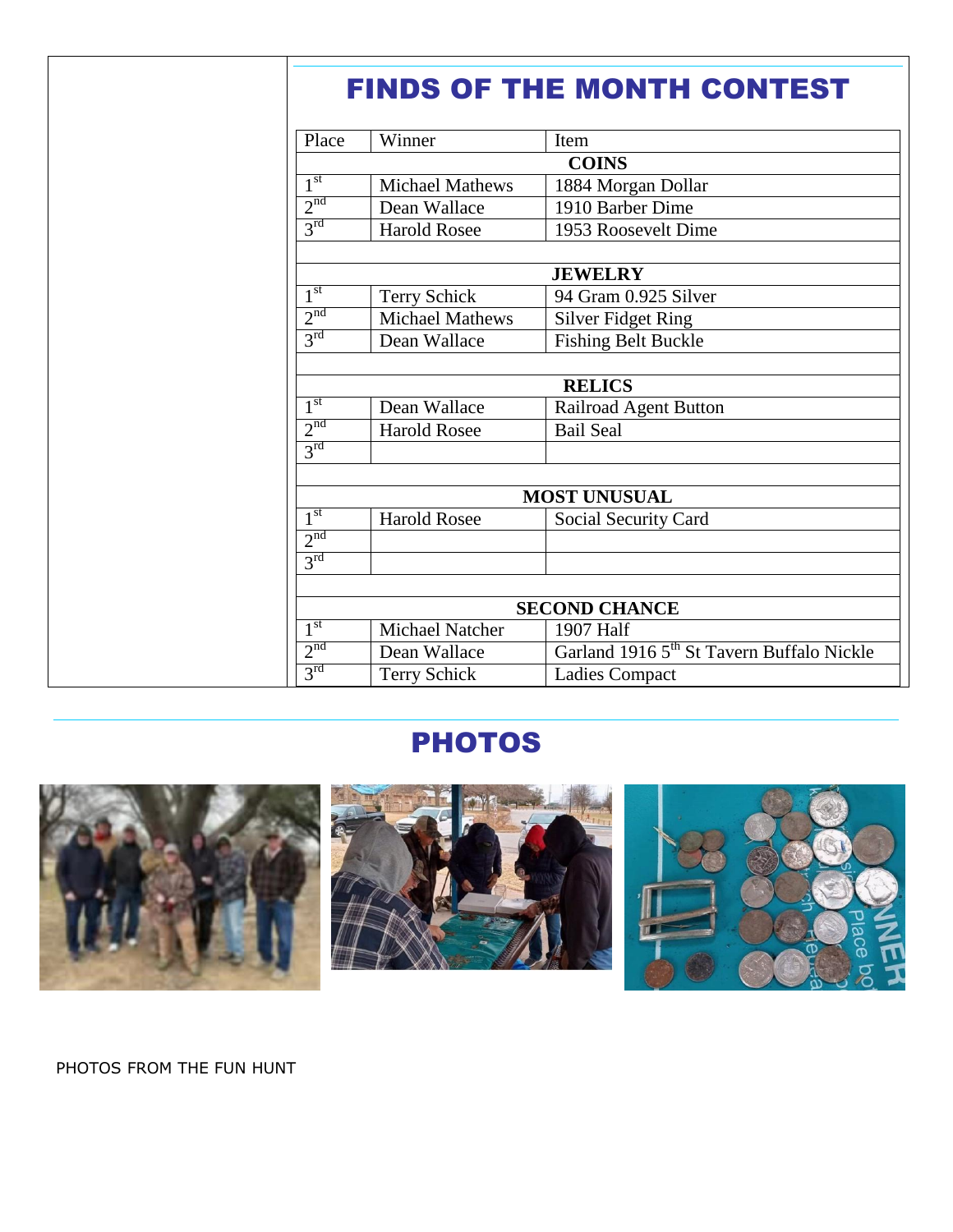## FINDS OF THE MONTH CONTEST

| Place | Winner | Item |
|---|---|---|
| **COINS** | | |
| 1st | Michael Mathews | 1884 Morgan Dollar |
| 2nd | Dean Wallace | 1910 Barber Dime |
| 3rd | Harold Rosee | 1953 Roosevelt Dime |
| | | |
| **JEWELRY** | | |
| 1st | Terry Schick | 94 Gram 0.925 Silver |
| 2nd | Michael Mathews | Silver Fidget Ring |
| 3rd | Dean Wallace | Fishing Belt Buckle |
| | | |
| **RELICS** | | |
| 1st | Dean Wallace | Railroad Agent Button |
| 2nd | Harold Rosee | Bail Seal |
| 3rd | | |
| | | |
| **MOST UNUSUAL** | | |
| 1st | Harold Rosee | Social Security Card |
| 2nd | | |
| 3rd | | |
| | | |
| **SECOND CHANCE** | | |
| 1st | Michael Natcher | 1907 Half |
| 2nd | Dean Wallace | Garland 1916 5th St Tavern Buffalo Nickle |
| 3rd | Terry Schick | Ladies Compact |

## PHOTOS

PHOTOS FROM THE FUN HUNT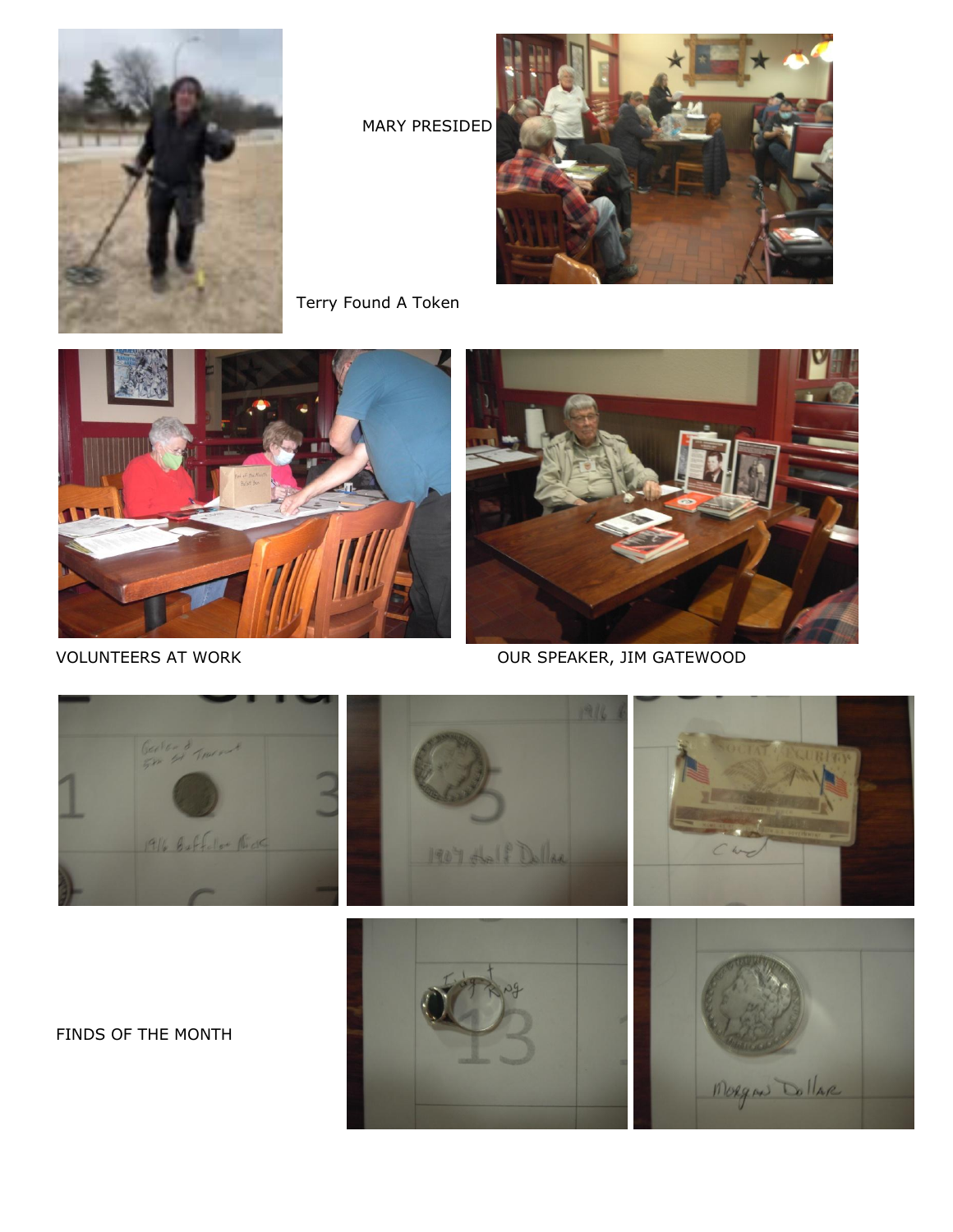MARY PRESIDED

Terry Found A Token

VOLUNTEERS AT WORK

OUR SPEAKER, JIM GATEWOOD

FINDS OF THE MONTH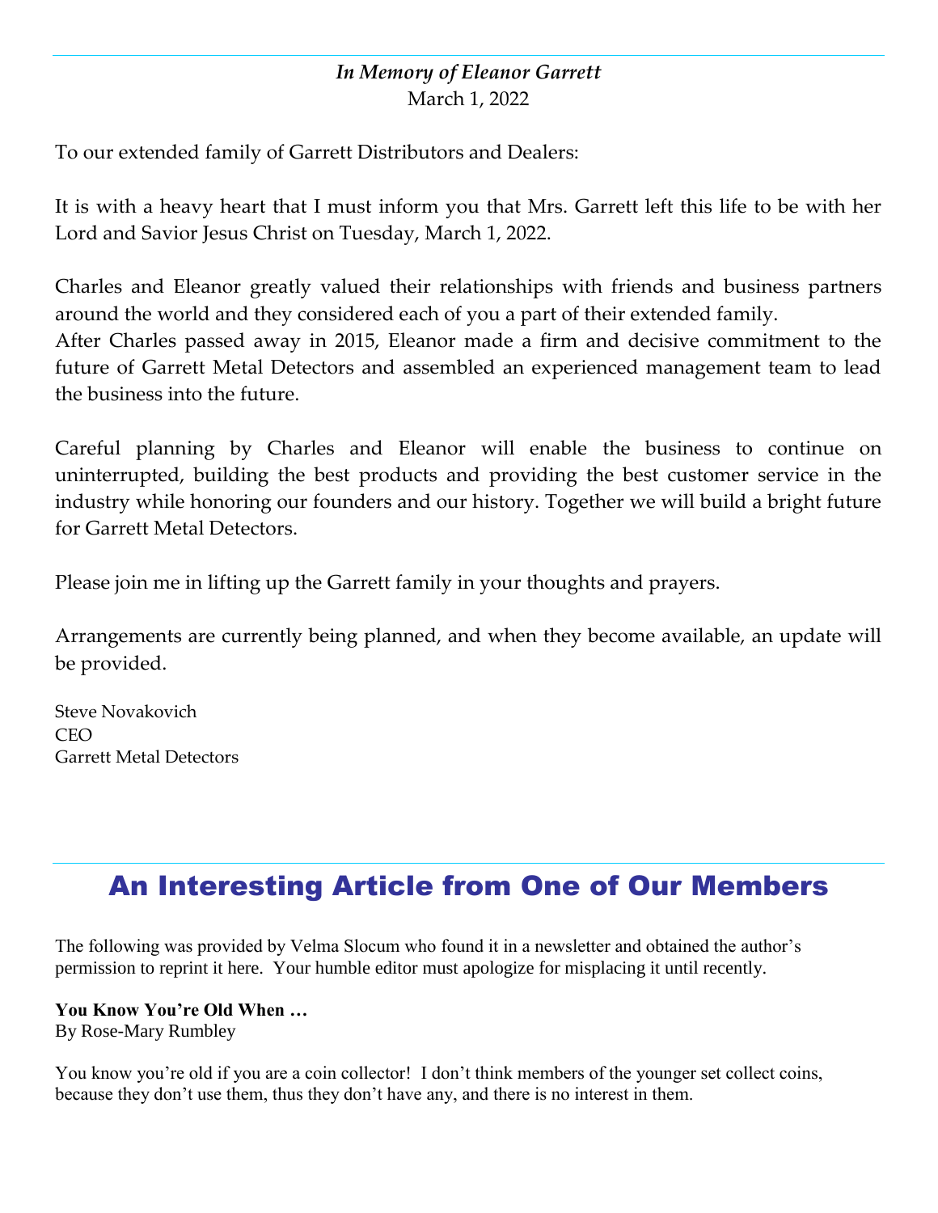*In Memory of Eleanor Garrett*

March 1, 2022

To our extended family of Garrett Distributors and Dealers:

It is with a heavy heart that I must inform you that Mrs. Garrett left this life to be with her Lord and Savior Jesus Christ on Tuesday, March 1, 2022.

Charles and Eleanor greatly valued their relationships with friends and business partners around the world and they considered each of you a part of their extended family.
After Charles passed away in 2015, Eleanor made a firm and decisive commitment to the future of Garrett Metal Detectors and assembled an experienced management team to lead the business into the future.

Careful planning by Charles and Eleanor will enable the business to continue on uninterrupted, building the best products and providing the best customer service in the industry while honoring our founders and our history. Together we will build a bright future for Garrett Metal Detectors.

Please join me in lifting up the Garrett family in your thoughts and prayers.

Arrangements are currently being planned, and when they become available, an update will be provided.

Steve Novakovich
CEO
Garrett Metal Detectors

## An Interesting Article from One of Our Members

The following was provided by Velma Slocum who found it in a newsletter and obtained the author's permission to reprint it here. Your humble editor must apologize for misplacing it until recently.

**You Know You're Old When …**
By Rose-Mary Rumbley

You know you're old if you are a coin collector! I don't think members of the younger set collect coins, because they don't use them, thus they don't have any, and there is no interest in them.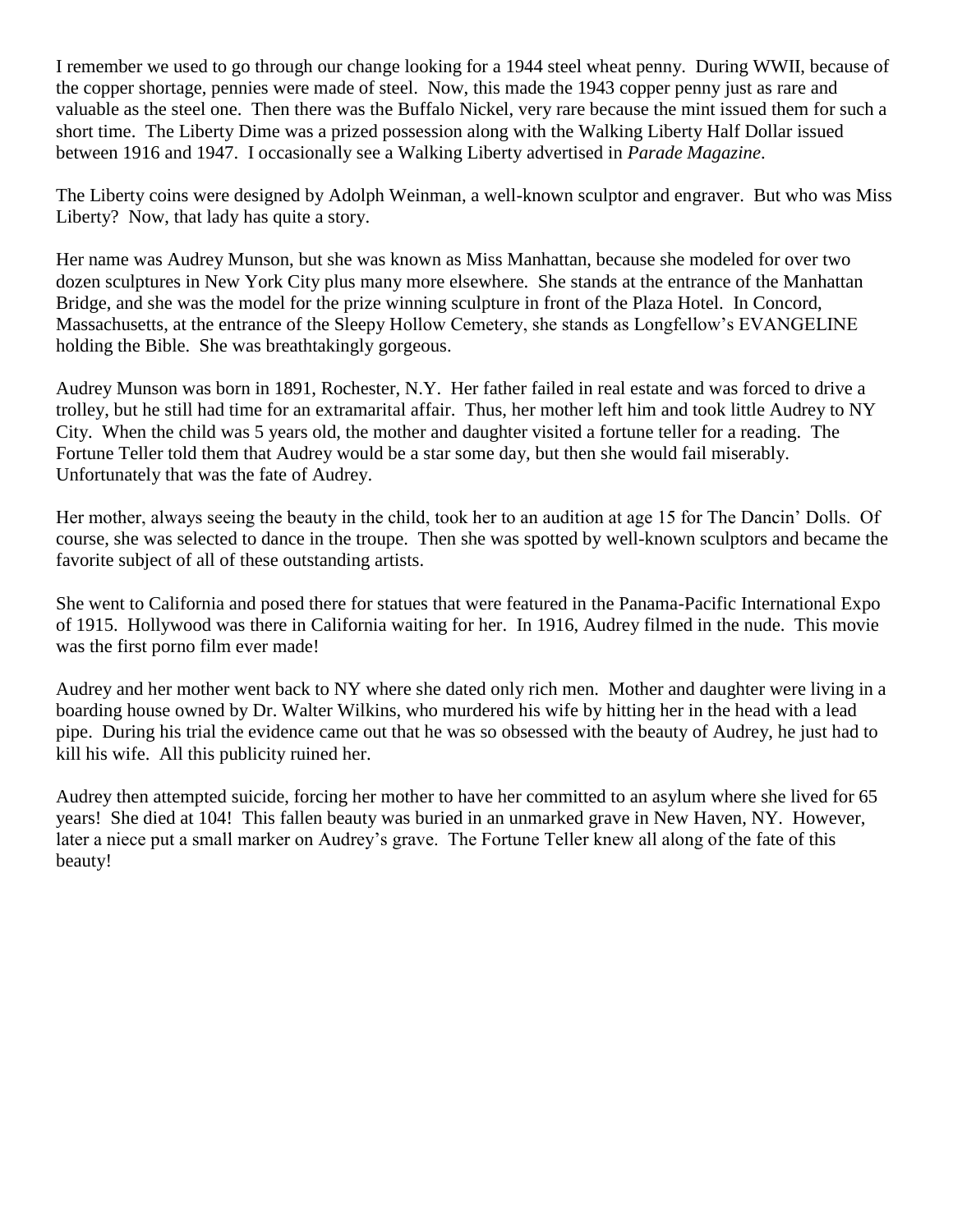I remember we used to go through our change looking for a 1944 steel wheat penny. During WWII, because of the copper shortage, pennies were made of steel. Now, this made the 1943 copper penny just as rare and valuable as the steel one. Then there was the Buffalo Nickel, very rare because the mint issued them for such a short time. The Liberty Dime was a prized possession along with the Walking Liberty Half Dollar issued between 1916 and 1947. I occasionally see a Walking Liberty advertised in *Parade Magazine*.

The Liberty coins were designed by Adolph Weinman, a well-known sculptor and engraver. But who was Miss Liberty? Now, that lady has quite a story.

Her name was Audrey Munson, but she was known as Miss Manhattan, because she modeled for over two dozen sculptures in New York City plus many more elsewhere. She stands at the entrance of the Manhattan Bridge, and she was the model for the prize winning sculpture in front of the Plaza Hotel. In Concord, Massachusetts, at the entrance of the Sleepy Hollow Cemetery, she stands as Longfellow's EVANGELINE holding the Bible. She was breathtakingly gorgeous.

Audrey Munson was born in 1891, Rochester, N.Y. Her father failed in real estate and was forced to drive a trolley, but he still had time for an extramarital affair. Thus, her mother left him and took little Audrey to NY City. When the child was 5 years old, the mother and daughter visited a fortune teller for a reading. The Fortune Teller told them that Audrey would be a star some day, but then she would fail miserably. Unfortunately that was the fate of Audrey.

Her mother, always seeing the beauty in the child, took her to an audition at age 15 for The Dancin' Dolls. Of course, she was selected to dance in the troupe. Then she was spotted by well-known sculptors and became the favorite subject of all of these outstanding artists.

She went to California and posed there for statues that were featured in the Panama-Pacific International Expo of 1915. Hollywood was there in California waiting for her. In 1916, Audrey filmed in the nude. This movie was the first porno film ever made!

Audrey and her mother went back to NY where she dated only rich men. Mother and daughter were living in a boarding house owned by Dr. Walter Wilkins, who murdered his wife by hitting her in the head with a lead pipe. During his trial the evidence came out that he was so obsessed with the beauty of Audrey, he just had to kill his wife. All this publicity ruined her.

Audrey then attempted suicide, forcing her mother to have her committed to an asylum where she lived for 65 years! She died at 104! This fallen beauty was buried in an unmarked grave in New Haven, NY. However, later a niece put a small marker on Audrey's grave. The Fortune Teller knew all along of the fate of this beauty!